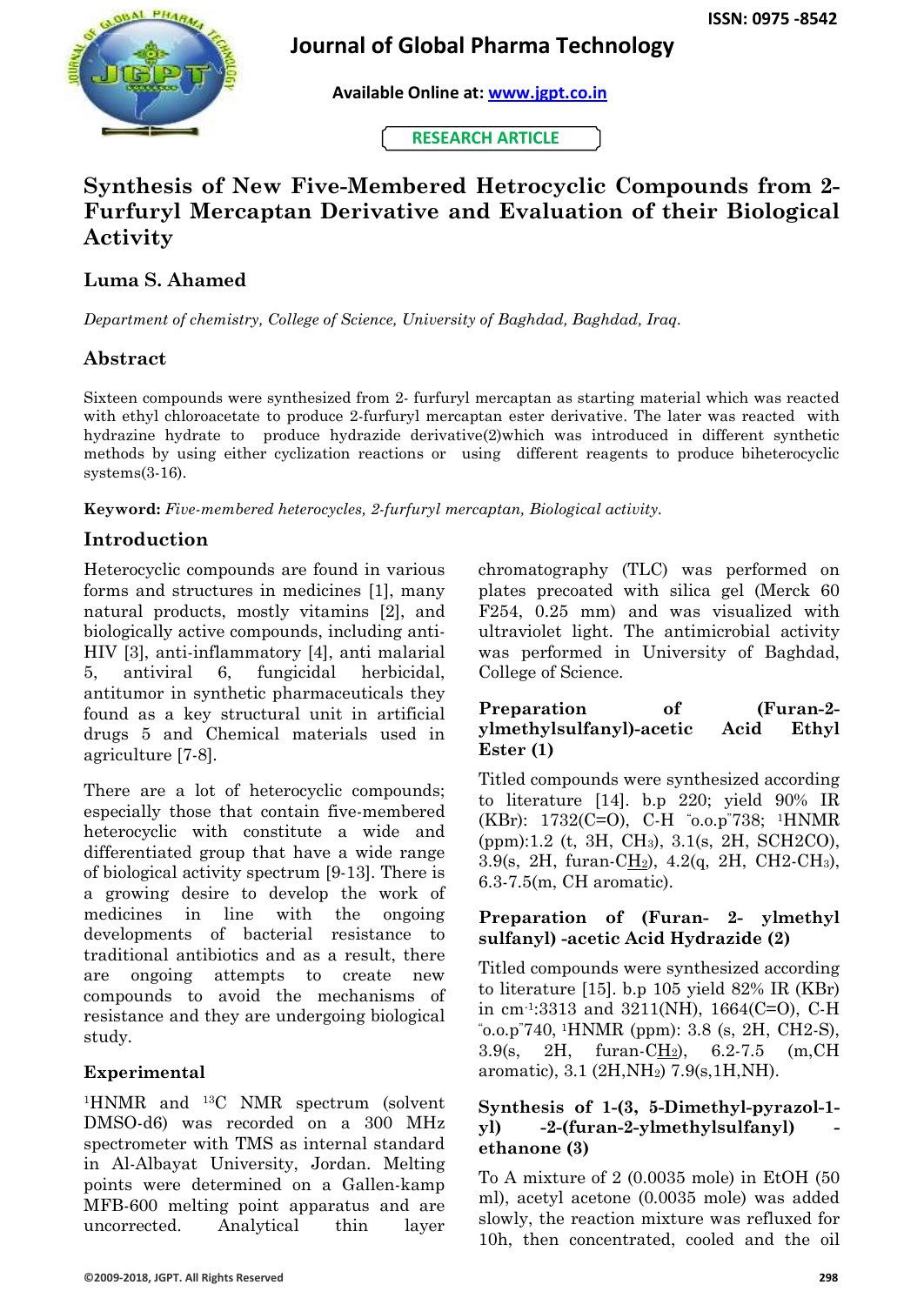# Journal of Global Pharma Technology

Available Online at: www.jgpt.co.in

RESEARCH ARTICLE

# Synthesis of New Five-Membered Hetrocyclic Compounds from 2-Furfuryl Mercaptan Derivative and Evaluation of their Biological Activity

## Luma S. Ahamed

*Department of chemistry, College of Science, University of Baghdad, Baghdad, Iraq.*

## Abstract

Sixteen compounds were synthesized from 2- furfuryl mercaptan as starting material which was reacted with ethyl chloroacetate to produce 2-furfuryl mercaptan ester derivative. The later was reacted with hydrazine hydrate to produce hydrazide derivative(2)which was introduced in different synthetic methods by using either cyclization reactions or using different reagents to produce biheterocyclic systems(3-16).

**Keyword:** *Five-membered heterocycles, 2-furfuryl mercaptan, Biological activity.*

## Introduction

Heterocyclic compounds are found in various forms and structures in medicines [1], many natural products, mostly vitamins [2], and biologically active compounds, including anti-HIV [3], anti-inflammatory [4], anti malarial 5, antiviral 6, fungicidal herbicidal, antitumor in synthetic pharmaceuticals they found as a key structural unit in artificial drugs 5 and Chemical materials used in agriculture [7-8].

There are a lot of heterocyclic compounds; especially those that contain five-membered heterocyclic with constitute a wide and differentiated group that have a wide range of biological activity spectrum [9-13]. There is a growing desire to develop the work of medicines in line with the ongoing developments of bacterial resistance to traditional antibiotics and as a result, there are ongoing attempts to create new compounds to avoid the mechanisms of resistance and they are undergoing biological study.

## Experimental

[1]HNMR and [13]C NMR spectrum (solvent DMSO-d6) was recorded on a 300 MHz spectrometer with TMS as internal standard in Al-Albayat University, Jordan. Melting points were determined on a Gallen-kamp MFB-600 melting point apparatus and are uncorrected. Analytical thin layer chromatography (TLC) was performed on plates precoated with silica gel (Merck 60 F254, 0.25 mm) and was visualized with ultraviolet light. The antimicrobial activity was performed in University of Baghdad, College of Science.

### Preparation of (Furan-2-ylmethylsulfanyl)-acetic Acid Ethyl Ester (1)

Titled compounds were synthesized according to literature [14]. b.p 220; yield 90% IR (KBr): 1732(C=O), C-H "o.o.p"738; [1]HNMR (ppm):1.2 (t, 3H, $CH_3$), 3.1(s, 2H, SCH2CO), 3.9(s, 2H, furan-C<u>H<sub>2</sub></u>), 4.2(q, 2H, CH2-$CH_3$), 6.3-7.5(m, CH aromatic).

### Preparation of (Furan- 2- ylmethyl sulfanyl) -acetic Acid Hydrazide (2)

Titled compounds were synthesized according to literature [15]. b.p 105 yield 82% IR (KBr) in $cm^{-1}$:3313 and 3211(NH), 1664(C=O), C-H "o.o.p"740, [1]HNMR (ppm): 3.8 (s, 2H, CH2-S), 3.9(s, 2H, furan-C<u>H<sub>2</sub></u>), 6.2-7.5 (m,CH aromatic), 3.1 (2H,$NH_2$) 7.9(s,1H,NH).

### Synthesis of 1-(3, 5-Dimethyl-pyrazol-1-yl) -2-(furan-2-ylmethylsulfanyl) -ethanone (3)

To A mixture of 2 (0.0035 mole) in EtOH (50 ml), acetyl acetone (0.0035 mole) was added slowly, the reaction mixture was refluxed for 10h, then concentrated, cooled and the oil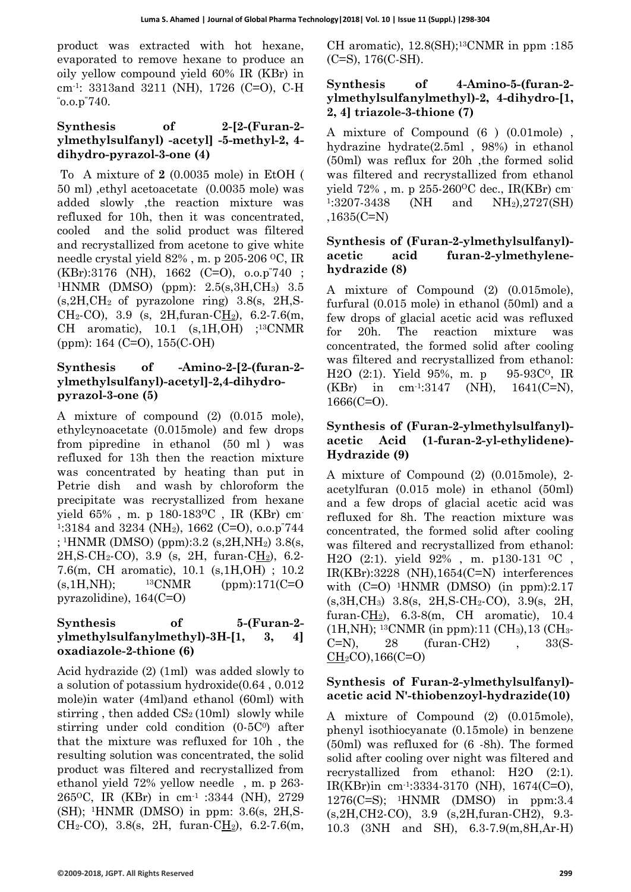product was extracted with hot hexane, evaporated to remove hexane to produce an oily yellow compound yield 60% IR (KBr) in $cm^{-1}$: 3313and 3211 (NH), 1726 (C=O), C-H "o.o.p"740.

### Synthesis of 2-[2-(Furan-2-ylmethylsulfanyl) -acetyl] -5-methyl-2, 4-dihydro-pyrazol-3-one (4)

To A mixture of **2** (0.0035 mole) in EtOH ( 50 ml) ,ethyl acetoacetate (0.0035 mole) was added slowly ,the reaction mixture was refluxed for 10h, then it was concentrated, cooled and the solid product was filtered and recrystallized from acetone to give white needle crystal yield 82% , m. p 205-206 $^{O}C$, IR (KBr):3176 (NH), 1662 (C=O), o.o.p"740 ; $^{1}$HNMR (DMSO) (ppm): 2.5(s,3H,$CH_3$) 3.5 (s,2H,$CH_2$ of pyrazolone ring) 3.8(s, 2H,S-$CH_2$-CO), 3.9 (s, 2H,furan-$C\underline{H_2}$), 6.2-7.6(m, CH aromatic), 10.1 (s,1H,OH) ;$^{13}$CNMR (ppm): 164 (C=O), 155(C-OH)

### Synthesis of -Amino-2-[2-(furan-2-ylmethylsulfanyl)-acetyl]-2,4-dihydro-pyrazol-3-one (5)

A mixture of compound (2) (0.015 mole), ethylcynoacetate (0.015mole) and few drops from pipredine in ethanol (50 ml ) was refluxed for 13h then the reaction mixture was concentrated by heating than put in Petrie dish and wash by chloroform the precipitate was recrystallized from hexane yield 65% , m. p 180-183$^{O}C$ , IR (KBr) $cm^{-1}$:3184 and 3234 ($NH_2$), 1662 (C=O), o.o.p"744 ; $^{1}$HNMR (DMSO) (ppm):3.2 (s,2H,$NH_2$) 3.8(s, 2H,S-$CH_2$-CO), 3.9 (s, 2H, furan-$C\underline{H_2}$), 6.2-7.6(m, CH aromatic), 10.1 (s,1H,OH) ; 10.2 (s,1H,NH); $^{13}$CNMR (ppm):171(C=O pyrazolidine), 164(C=O)

### Synthesis of 5-(Furan-2-ylmethylsulfanylmethyl)-3H-[1, 3, 4] oxadiazole-2-thione (6)

Acid hydrazide (2) (1ml) was added slowly to a solution of potassium hydroxide(0.64 , 0.012 mole)in water (4ml)and ethanol (60ml) with stirring , then added $CS_2$ (10ml) slowly while stirring under cold condition (0-5$C^0$) after that the mixture was refluxed for 10h , the resulting solution was concentrated, the solid product was filtered and recrystallized from ethanol yield 72% yellow needle , m. p 263-265$^{O}C$, IR (KBr) in $cm^{-1}$ :3344 (NH), 2729 (SH); $^{1}$HNMR (DMSO) in ppm: 3.6(s, 2H,S-$CH_2$-CO), 3.8(s, 2H, furan-$C\underline{H_2}$), 6.2-7.6(m, CH aromatic), 12.8(SH);$^{13}$CNMR in ppm :185 (C=S), 176(C-SH).

### Synthesis of 4-Amino-5-(furan-2-ylmethylsulfanylmethyl)-2, 4-dihydro-[1, 2, 4] triazole-3-thione (7)

A mixture of Compound (6 ) (0.01mole) , hydrazine hydrate(2.5ml , 98%) in ethanol (50ml) was reflux for 20h ,the formed solid was filtered and recrystallized from ethanol yield 72% , m. p 255-260$^{O}C$ dec., IR(KBr) $cm^{-1}$:3207-3438 (NH and $NH_2$),2727(SH) ,1635(C=N)

### Synthesis of (Furan-2-ylmethylsulfanyl)-acetic acid furan-2-ylmethylene-hydrazide (8)

A mixture of Compound (2) (0.015mole), furfural (0.015 mole) in ethanol (50ml) and a few drops of glacial acetic acid was refluxed for 20h. The reaction mixture was concentrated, the formed solid after cooling was filtered and recrystallized from ethanol: H2O (2:1). Yield 95%, m. p 95-93$C^{O}$, IR (KBr) in $cm^{-1}$:3147 (NH), 1641(C=N), 1666(C=O).

### Synthesis of (Furan-2-ylmethylsulfanyl)-acetic Acid (1-furan-2-yl-ethylidene)-Hydrazide (9)

A mixture of Compound (2) (0.015mole), 2-acetylfuran (0.015 mole) in ethanol (50ml) and a few drops of glacial acetic acid was refluxed for 8h. The reaction mixture was concentrated, the formed solid after cooling was filtered and recrystallized from ethanol: H2O (2:1). yield 92% , m. p130-131 $^{O}C$ , IR(KBr):3228 (NH),1654(C=N) interferences with (C=O) $^{1}$HNMR (DMSO) (in ppm):2.17 (s,3H,$CH_3$) 3.8(s, 2H,S-$CH_2$-CO), 3.9(s, 2H, furan-$C\underline{H_2}$), 6.3-8(m, CH aromatic), 10.4 (1H,NH); $^{13}$CNMR (in ppm):11 ($CH_3$),13 ($CH_3$-C=N), 28 (furan-CH2) , 33(S-$\underline{CH_2}$CO),166(C=O)

### Synthesis of Furan-2-ylmethylsulfanyl)-acetic acid N'-thiobenzoyl-hydrazide(10)

A mixture of Compound (2) (0.015mole), phenyl isothiocyanate (0.15mole) in benzene (50ml) was refluxed for (6 -8h). The formed solid after cooling over night was filtered and recrystallized from ethanol: H2O (2:1). IR(KBr)in $cm^{-1}$:3334-3170 (NH), 1674(C=O), 1276(C=S); $^{1}$HNMR (DMSO) in ppm:3.4 (s,2H,CH2-CO), 3.9 (s,2H,furan-CH2), 9.3-10.3 (3NH and SH), 6.3-7.9(m,8H,Ar-H)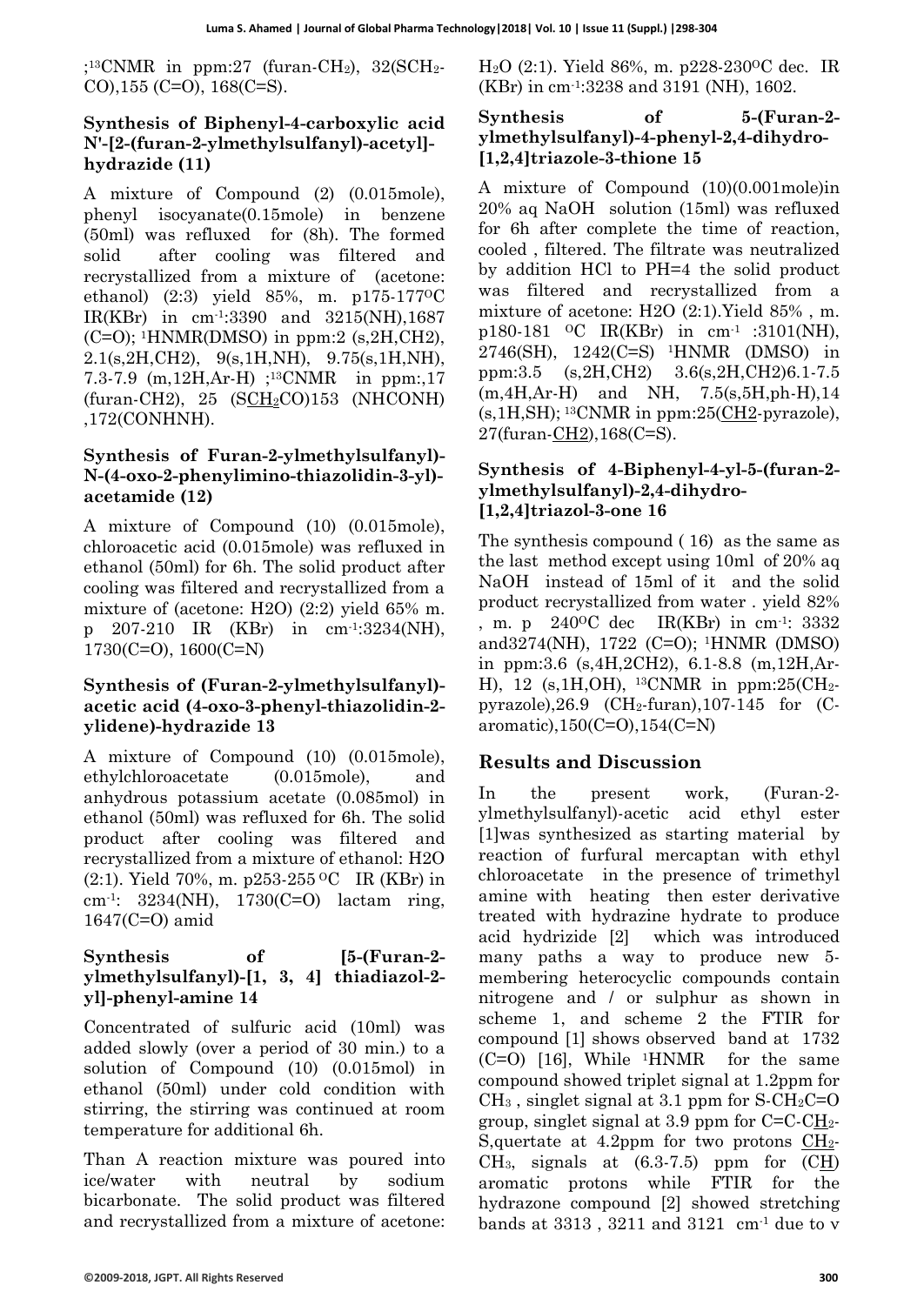;[13]CNMR in ppm:27 (furan-$CH_2$), 32($SCH_2$-CO),155 (C=O), 168(C=S).

### Synthesis of Biphenyl-4-carboxylic acid N'-[2-(furan-2-ylmethylsulfanyl)-acetyl]-hydrazide (11)

A mixture of Compound (2) (0.015mole), phenyl isocyanate(0.15mole) in benzene (50ml) was refluxed for (8h). The formed solid after cooling was filtered and recrystallized from a mixture of (acetone: ethanol) (2:3) yield 85%, m. p175-177$^{O}$C IR(KBr) in $cm^{-1}$:3390 and 3215(NH),1687 (C=O); [1]HNMR(DMSO) in ppm:2 (s,2H,CH2), 2.1(s,2H,CH2), 9(s,1H,NH), 9.75(s,1H,NH), 7.3-7.9 (m,12H,Ar-H) ;[13]CNMR in ppm:,17 (furan-CH2), 25 (S<u>CH</u>$_2$CO)153 (NHCONH) ,172(CONHNH).

### Synthesis of Furan-2-ylmethylsulfanyl)-N-(4-oxo-2-phenylimino-thiazolidin-3-yl)-acetamide (12)

A mixture of Compound (10) (0.015mole), chloroacetic acid (0.015mole) was refluxed in ethanol (50ml) for 6h. The solid product after cooling was filtered and recrystallized from a mixture of (acetone: H2O) (2:2) yield 65% m. p 207-210 IR (KBr) in $cm^{-1}$:3234(NH), 1730(C=O), 1600(C=N)

### Synthesis of (Furan-2-ylmethylsulfanyl)-acetic acid (4-oxo-3-phenyl-thiazolidin-2-ylidene)-hydrazide 13

A mixture of Compound (10) (0.015mole), ethylchloroacetate (0.015mole), and anhydrous potassium acetate (0.085mol) in ethanol (50ml) was refluxed for 6h. The solid product after cooling was filtered and recrystallized from a mixture of ethanol: H2O (2:1). Yield 70%, m. p253-255 $^{O}$C IR (KBr) in $cm^{-1}$: 3234(NH), 1730(C=O) lactam ring, 1647(C=O) amid

### Synthesis of [5-(Furan-2-ylmethylsulfanyl)-[1, 3, 4] thiadiazol-2-yl]-phenyl-amine 14

Concentrated of sulfuric acid (10ml) was added slowly (over a period of 30 min.) to a solution of Compound (10) (0.015mol) in ethanol (50ml) under cold condition with stirring, the stirring was continued at room temperature for additional 6h.

Than A reaction mixture was poured into ice/water with neutral by sodium bicarbonate. The solid product was filtered and recrystallized from a mixture of acetone: $H_2O$ (2:1). Yield 86%, m. p228-230$^{O}$C dec. IR (KBr) in $cm^{-1}$:3238 and 3191 (NH), 1602.

### Synthesis of 5-(Furan-2-ylmethylsulfanyl)-4-phenyl-2,4-dihydro-[1,2,4]triazole-3-thione 15

A mixture of Compound (10)(0.001mole)in 20% aq NaOH solution (15ml) was refluxed for 6h after complete the time of reaction, cooled , filtered. The filtrate was neutralized by addition HCl to PH=4 the solid product was filtered and recrystallized from a mixture of acetone: H2O (2:1).Yield 85% , m. p180-181 $^{O}$C IR(KBr) in $cm^{-1}$ :3101(NH), 2746(SH), 1242(C=S) [1]HNMR (DMSO) in ppm:3.5 (s,2H,CH2) 3.6(s,2H,CH2)6.1-7.5 (m,4H,Ar-H) and NH, 7.5(s,5H,ph-H),14 (s,1H,SH); [13]CNMR in ppm:25(<u>CH2</u>-pyrazole), 27(furan-<u>CH2</u>),168(C=S).

### Synthesis of 4-Biphenyl-4-yl-5-(furan-2-ylmethylsulfanyl)-2,4-dihydro-[1,2,4]triazol-3-one 16

The synthesis compound ( 16) as the same as the last method except using 10ml of 20% aq NaOH instead of 15ml of it and the solid product recrystallized from water . yield 82% , m. p 240$^{O}$C dec IR(KBr) in $cm^{-1}$: 3332 and3274(NH), 1722 (C=O); [1]HNMR (DMSO) in ppm:3.6 (s,4H,2CH2), 6.1-8.8 (m,12H,Ar-H), 12 (s,1H,OH), [13]CNMR in ppm:25($CH_2$-pyrazole),26.9 ($CH_2$-furan),107-145 for (C-aromatic),150(C=O),154(C=N)

## Results and Discussion

In the present work, (Furan-2-ylmethylsulfanyl)-acetic acid ethyl ester [1]was synthesized as starting material by reaction of furfural mercaptan with ethyl chloroacetate in the presence of trimethyl amine with heating then ester derivative treated with hydrazine hydrate to produce acid hydrizide [2] which was introduced many paths a way to produce new 5-membering heterocyclic compounds contain nitrogene and / or sulphur as shown in scheme 1, and scheme 2 the FTIR for compound [1] shows observed band at 1732 (C=O) [16], While [1]HNMR for the same compound showed triplet signal at 1.2ppm for $CH_3$ , singlet signal at 3.1 ppm for S-$CH_2$C=O group, singlet signal at 3.9 ppm for C=C-<u>CH</u>$_2$-S,quertate at 4.2ppm for two protons <u>CH</u>$_2$-$CH_3$, signals at (6.3-7.5) ppm for (C<u>H</u>) aromatic protons while FTIR for the hydrazone compound [2] showed stretching bands at 3313 , 3211 and 3121 $cm^{-1}$ due to ν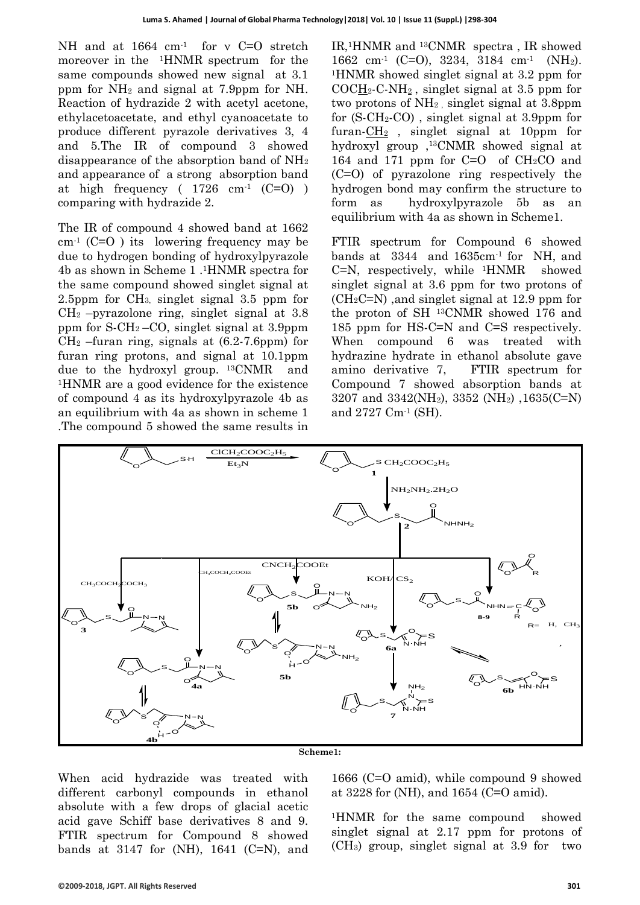NH and at 1664 $cm^{-1}$ for v C=O stretch moreover in the $^{1}$HNMR spectrum for the same compounds showed new signal at 3.1 ppm for $NH_2$ and signal at 7.9ppm for NH. Reaction of hydrazide 2 with acetyl acetone, ethylacetoacetate, and ethyl cyanoacetate to produce different pyrazole derivatives 3, 4 and 5.The IR of compound 3 showed disappearance of the absorption band of $NH_2$ and appearance of a strong absorption band at high frequency ( 1726 $cm^{-1}$ (C=O) ) comparing with hydrazide 2.

The IR of compound 4 showed band at 1662 $cm^{-1}$ (C=O ) its lowering frequency may be due to hydrogen bonding of hydroxylpyrazole 4b as shown in Scheme 1 .$^{1}$HNMR spectra for the same compound showed singlet signal at 2.5ppm for $CH_3$, singlet signal 3.5 ppm for $CH_2$ –pyrazolone ring, singlet signal at 3.8 ppm for S-$CH_2$ –CO, singlet signal at 3.9ppm $CH_2$ –furan ring, signals at (6.2-7.6ppm) for furan ring protons, and signal at 10.1ppm due to the hydroxyl group. $^{13}$CNMR and $^{1}$HNMR are a good evidence for the existence of compound 4 as its hydroxylpyrazole 4b as an equilibrium with 4a as shown in scheme 1 .The compound 5 showed the same results in IR,$^{1}$HNMR and $^{13}$CNMR spectra , IR showed 1662 $cm^{-1}$ (C=O), 3234, 3184 $cm^{-1}$ ($NH_2$). $^{1}$HNMR showed singlet signal at 3.2 ppm for COC$H_2$-C-$NH_2$ , singlet signal at 3.5 ppm for two protons of $NH_2$ , singlet signal at 3.8ppm for (S-$CH_2$-CO) , singlet signal at 3.9ppm for furan-$CH_2$ , singlet signal at 10ppm for hydroxyl group ,$^{13}$CNMR showed signal at 164 and 171 ppm for C=O of $CH_2$CO and (C=O) of pyrazolone ring respectively the hydrogen bond may confirm the structure to form as hydroxylpyrazole 5b as an equilibrium with 4a as shown in Scheme1.

FTIR spectrum for Compound 6 showed bands at 3344 and 1635$cm^{-1}$ for NH, and C=N, respectively, while $^{1}$HNMR showed singlet signal at 3.6 ppm for two protons of ($CH_2$C=N) ,and singlet signal at 12.9 ppm for the proton of SH $^{13}$CNMR showed 176 and 185 ppm for HS-C=N and C=S respectively. When compound 6 was treated with hydrazine hydrate in ethanol absolute gave amino derivative 7, FTIR spectrum for Compound 7 showed absorption bands at 3207 and 3342($NH_2$), 3352 ($NH_2$) ,1635(C=N) and 2727 $Cm^{-1}$ (SH).

Scheme1:

When acid hydrazide was treated with different carbonyl compounds in ethanol absolute with a few drops of glacial acetic acid gave Schiff base derivatives 8 and 9. FTIR spectrum for Compound 8 showed bands at 3147 for (NH), 1641 (C=N), and 1666 (C=O amid), while compound 9 showed at 3228 for (NH), and 1654 (C=O amid).

$^{1}$HNMR for the same compound showed singlet signal at 2.17 ppm for protons of ($CH_3$) group, singlet signal at 3.9 for two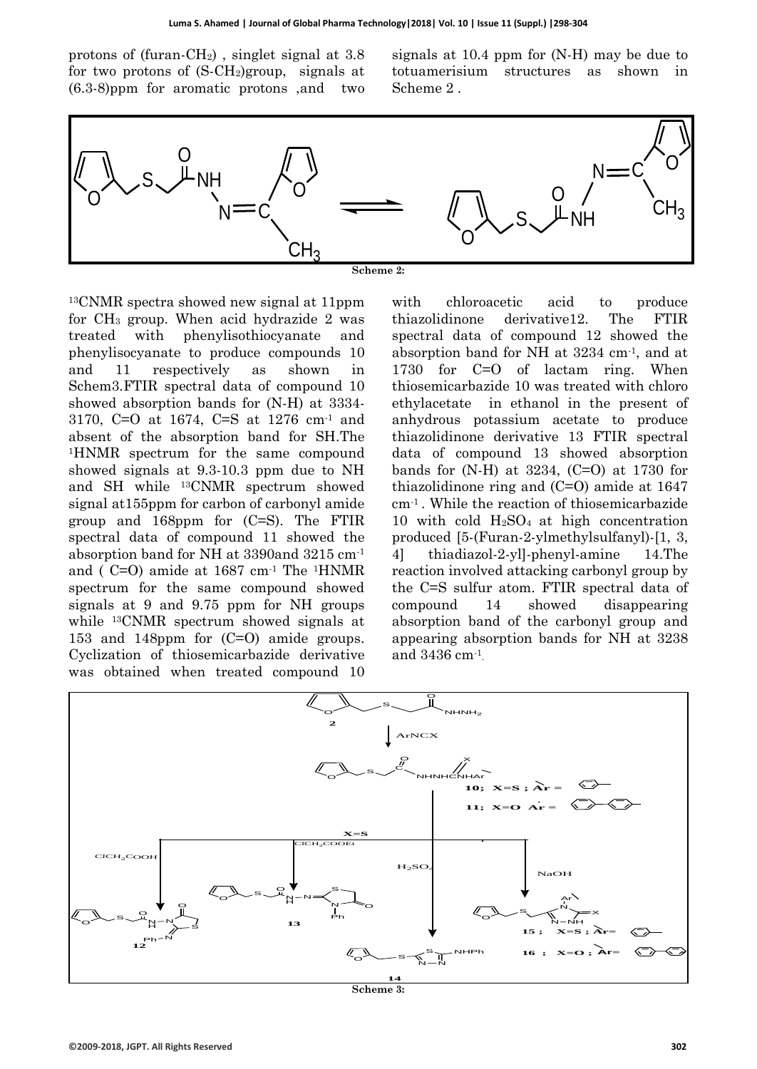protons of (furan-$CH_2$) , singlet signal at 3.8 for two protons of (S-$CH_2$)group, signals at (6.3-8)ppm for aromatic protons ,and two signals at 10.4 ppm for (N-H) may be due to totuamerisium structures as shown in Scheme 2 .

**Scheme 2:**

[13]CNMR spectra showed new signal at 11ppm for $CH_3$ group. When acid hydrazide 2 was treated with phenylisothiocyanate and phenylisocyanate to produce compounds 10 and 11 respectively as shown in Schem3.FTIR spectral data of compound 10 showed absorption bands for (N-H) at 3334-3170, C=O at 1674, C=S at 1276 $cm^{-1}$ and absent of the absorption band for SH.The [1]HNMR spectrum for the same compound showed signals at 9.3-10.3 ppm due to NH and SH while [13]CNMR spectrum showed signal at155ppm for carbon of carbonyl amide group and 168ppm for (C=S). The FTIR spectral data of compound 11 showed the absorption band for NH at 3390and 3215 $cm^{-1}$ and ( C=O) amide at 1687 $cm^{-1}$ The [1]HNMR spectrum for the same compound showed signals at 9 and 9.75 ppm for NH groups while [13]CNMR spectrum showed signals at 153 and 148ppm for (C=O) amide groups. Cyclization of thiosemicarbazide derivative was obtained when treated compound 10 with chloroacetic acid to produce thiazolidinone derivative12. The FTIR spectral data of compound 12 showed the absorption band for NH at 3234 $cm^{-1}$, and at 1730 for C=O of lactam ring. When thiosemicarbazide 10 was treated with chloro ethylacetate in ethanol in the present of anhydrous potassium acetate to produce thiazolidinone derivative 13 FTIR spectral data of compound 13 showed absorption bands for (N-H) at 3234, (C=O) at 1730 for thiazolidinone ring and (C=O) amide at 1647 $cm^{-1}$ . While the reaction of thiosemicarbazide 10 with cold $H_2SO_4$ at high concentration produced [5-(Furan-2-ylmethylsulfanyl)-[1, 3, 4] thiadiazol-2-yl]-phenyl-amine 14.The reaction involved attacking carbonyl group by the C=S sulfur atom. FTIR spectral data of compound 14 showed disappearing absorption band of the carbonyl group and appearing absorption bands for NH at 3238 and 3436 $cm^{-1}$.

**Scheme 3:**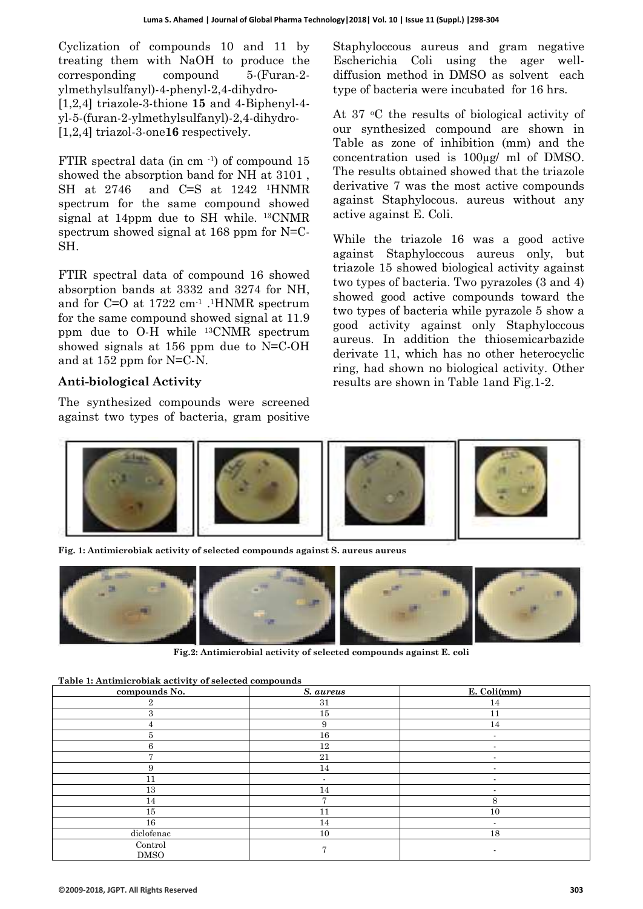Cyclization of compounds 10 and 11 by treating them with NaOH to produce the corresponding compound 5-(Furan-2-ylmethylsulfanyl)-4-phenyl-2,4-dihydro-[1,2,4] triazole-3-thione **15** and 4-Biphenyl-4-yl-5-(furan-2-ylmethylsulfanyl)-2,4-dihydro-[1,2,4] triazol-3-one**16** respectively.

FTIR spectral data (in $cm^{-1}$) of compound 15 showed the absorption band for NH at 3101 , SH at 2746 and C=S at 1242 $^1$HNMR spectrum for the same compound showed signal at 14ppm due to SH while. $^{13}$CNMR spectrum showed signal at 168 ppm for N=C-SH.

FTIR spectral data of compound 16 showed absorption bands at 3332 and 3274 for NH, and for C=O at 1722 $cm^{-1}$ .$^1$HNMR spectrum for the same compound showed signal at 11.9 ppm due to O-H while $^{13}$CNMR spectrum showed signals at 156 ppm due to N=C-OH and at 152 ppm for N=C-N.

## Anti-biological Activity

The synthesized compounds were screened against two types of bacteria, gram positive Staphyloccous aureus and gram negative Escherichia Coli using the ager well-diffusion method in DMSO as solvent each type of bacteria were incubated for 16 hrs.

At 37 °C the results of biological activity of our synthesized compound are shown in Table as zone of inhibition (mm) and the concentration used is 100µg/ ml of DMSO. The results obtained showed that the triazole derivative 7 was the most active compounds against Staphylocous. aureus without any active against E. Coli.

While the triazole 16 was a good active against Staphyloccous aureus only, but triazole 15 showed biological activity against two types of bacteria. Two pyrazoles (3 and 4) showed good active compounds toward the two types of bacteria while pyrazole 5 show a good activity against only Staphyloccous aureus. In addition the thiosemicarbazide derivate 11, which has no other heterocyclic ring, had shown no biological activity. Other results are shown in Table 1and Fig.1-2.

**Fig. 1: Antimicrobiak activity of selected compounds against S. aureus aureus**

**Fig.2: Antimicrobial activity of selected compounds against E. coli**

**Table 1: Antimicrobiak activity of selected compounds**

| compounds No. | *S. aureus* | E. Coli(mm) |
|---|---|---|
| 2 | 31 | 14 |
| 3 | 15 | 11 |
| 4 | 9 | 14 |
| 5 | 16 | - |
| 6 | 12 | - |
| 7 | 21 | - |
| 9 | 14 | - |
| 11 | - | - |
| 13 | 14 | - |
| 14 | 7 | 8 |
| 15 | 11 | 10 |
| 16 | 14 | - |
| diclofenac | 10 | 18 |
| Control DMSO | 7 | - |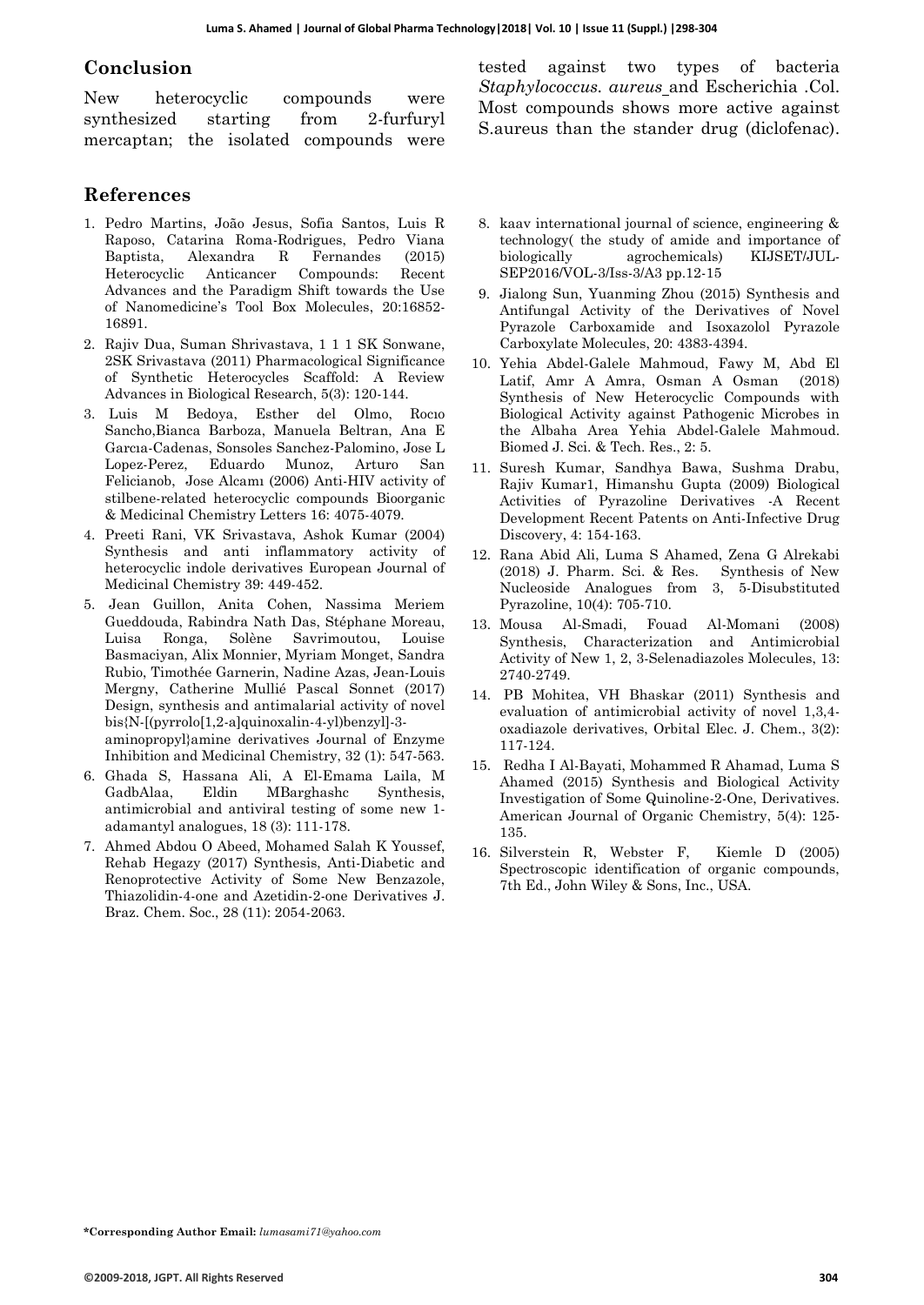## Conclusion

New heterocyclic compounds were synthesized starting from 2-furfuryl mercaptan; the isolated compounds were tested against two types of bacteria *Staphylococcus. aureus* and Escherichia .Col. Most compounds shows more active against S.aureus than the stander drug (diclofenac).

## References

1. Pedro Martins, João Jesus, Sofia Santos, Luis R Raposo, Catarina Roma-Rodrigues, Pedro Viana Baptista, Alexandra R Fernandes (2015) Heterocyclic Anticancer Compounds: Recent Advances and the Paradigm Shift towards the Use of Nanomedicine's Tool Box Molecules, 20:16852-16891.
2. Rajiv Dua, Suman Shrivastava, 1 1 1 SK Sonwane, 2SK Srivastava (2011) Pharmacological Significance of Synthetic Heterocycles Scaffold: A Review Advances in Biological Research, 5(3): 120-144.
3. Luis M Bedoya, Esther del Olmo, Rocıo Sancho,Bianca Barboza, Manuela Beltran, Ana E Garcıa-Cadenas, Sonsoles Sanchez-Palomino, Jose L Lopez-Perez, Eduardo Munoz, Arturo San Felicianob, Jose Alcamı (2006) Anti-HIV activity of stilbene-related heterocyclic compounds Bioorganic & Medicinal Chemistry Letters 16: 4075-4079.
4. Preeti Rani, VK Srivastava, Ashok Kumar (2004) Synthesis and anti inflammatory activity of heterocyclic indole derivatives European Journal of Medicinal Chemistry 39: 449-452.
5. Jean Guillon, Anita Cohen, Nassima Meriem Gueddouda, Rabindra Nath Das, Stéphane Moreau, Luisa Ronga, Solène Savrimoutou, Louise Basmaciyan, Alix Monnier, Myriam Monget, Sandra Rubio, Timothée Garnerin, Nadine Azas, Jean-Louis Mergny, Catherine Mullié Pascal Sonnet (2017) Design, synthesis and antimalarial activity of novel bis{N-[(pyrrolo[1,2-a]quinoxalin-4-yl)benzyl]-3-aminopropyl}amine derivatives Journal of Enzyme Inhibition and Medicinal Chemistry, 32 (1): 547-563.
6. Ghada S, Hassana Ali, A El-Emama Laila, M GadbAlaa, Eldin MBarghashc Synthesis, antimicrobial and antiviral testing of some new 1-adamantyl analogues, 18 (3): 111-178.
7. Ahmed Abdou O Abeed, Mohamed Salah K Youssef, Rehab Hegazy (2017) Synthesis, Anti-Diabetic and Renoprotective Activity of Some New Benzazole, Thiazolidin-4-one and Azetidin-2-one Derivatives J. Braz. Chem. Soc., 28 (11): 2054-2063.
8. kaav international journal of science, engineering & technology( the study of amide and importance of biologically agrochemicals) KIJSET/JUL-SEP2016/VOL-3/Iss-3/A3 pp.12-15
9. Jialong Sun, Yuanming Zhou (2015) Synthesis and Antifungal Activity of the Derivatives of Novel Pyrazole Carboxamide and Isoxazolol Pyrazole Carboxylate Molecules, 20: 4383-4394.
10. Yehia Abdel-Galele Mahmoud, Fawy M, Abd El Latif, Amr A Amra, Osman A Osman (2018) Synthesis of New Heterocyclic Compounds with Biological Activity against Pathogenic Microbes in the Albaha Area Yehia Abdel-Galele Mahmoud. Biomed J. Sci. & Tech. Res., 2: 5.
11. Suresh Kumar, Sandhya Bawa, Sushma Drabu, Rajiv Kumar1, Himanshu Gupta (2009) Biological Activities of Pyrazoline Derivatives -A Recent Development Recent Patents on Anti-Infective Drug Discovery, 4: 154-163.
12. Rana Abid Ali, Luma S Ahamed, Zena G Alrekabi (2018) J. Pharm. Sci. & Res. Synthesis of New Nucleoside Analogues from 3, 5-Disubstituted Pyrazoline, 10(4): 705-710.
13. Mousa Al-Smadi, Fouad Al-Momani (2008) Synthesis, Characterization and Antimicrobial Activity of New 1, 2, 3-Selenadiazoles Molecules, 13: 2740-2749.
14. PB Mohitea, VH Bhaskar (2011) Synthesis and evaluation of antimicrobial activity of novel 1,3,4-oxadiazole derivatives, Orbital Elec. J. Chem., 3(2): 117-124.
15. Redha I Al-Bayati, Mohammed R Ahamad, Luma S Ahamed (2015) Synthesis and Biological Activity Investigation of Some Quinoline-2-One, Derivatives. American Journal of Organic Chemistry, 5(4): 125-135.
16. Silverstein R, Webster F, Kiemle D (2005) Spectroscopic identification of organic compounds, 7th Ed., John Wiley & Sons, Inc., USA.

**\*Corresponding Author Email:** *lumasami71@yahoo.com*